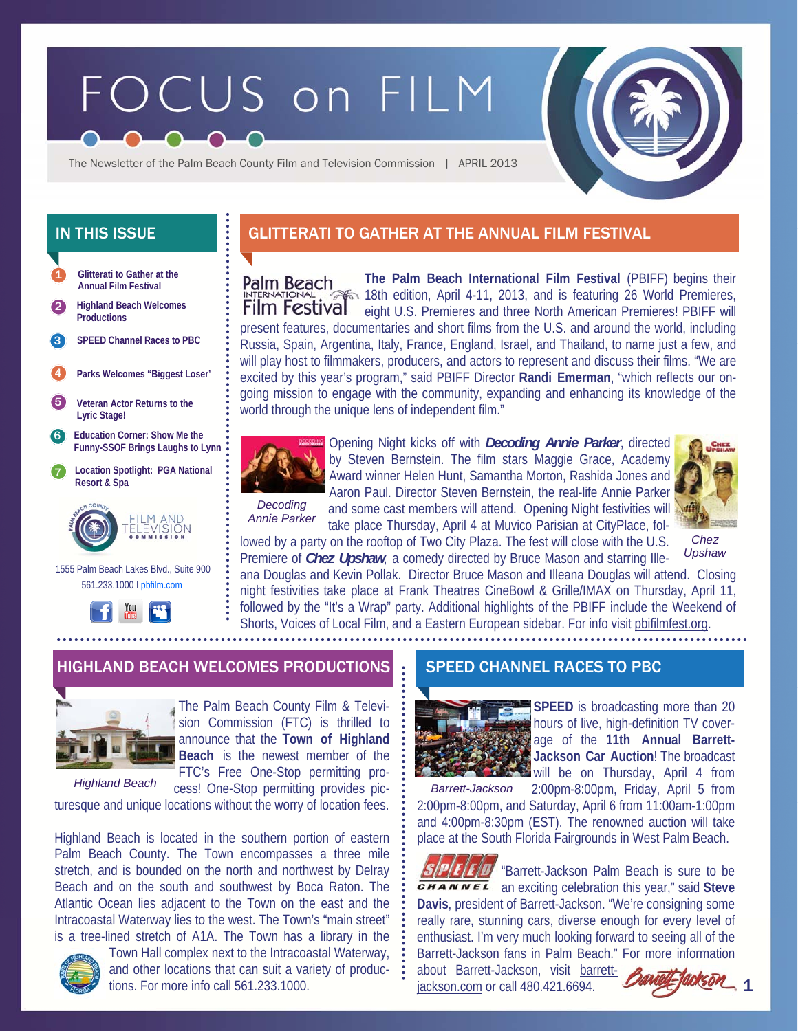# FOCUS on FILM

The Newsletter of the Palm Beach County Film and Television Commission | APRIL 2013

## IN THIS ISSUE

1. Glitterati to Gather at the Annual Film Festival
2. Highland Beach Welcomes Productions
3. SPEED Channel Races to PBC
4. Parks Welcomes "Biggest Loser"
5. Veteran Actor Returns to the Lyric Stage!
6. Education Corner: Show Me the Funny-SSOF Brings Laughs to Lynn
7. Location Spotlight: PGA National Resort & Spa

FILM AND TELEVISION COMMISSION

1555 Palm Beach Lakes Blvd., Suite 900
561.233.1000 | pbfilm.com

## GLITTERATI TO GATHER AT THE ANNUAL FILM FESTIVAL

**The Palm Beach International Film Festival** (PBIFF) begins their 18th edition, April 4-11, 2013, and is featuring 26 World Premieres, eight U.S. Premieres and three North American Premieres! PBIFF will present features, documentaries and short films from the U.S. and around the world, including Russia, Spain, Argentina, Italy, France, England, Israel, and Thailand, to name just a few, and will play host to filmmakers, producers, and actors to represent and discuss their films. "We are excited by this year's program," said PBIFF Director **Randi Emerman**, "which reflects our ongoing mission to engage with the community, expanding and enhancing its knowledge of the world through the unique lens of independent film."

*Decoding Annie Parker*

*Chez Upshaw*

Opening Night kicks off with ***Decoding Annie Parker***, directed by Steven Bernstein. The film stars Maggie Grace, Academy Award winner Helen Hunt, Samantha Morton, Rashida Jones and Aaron Paul. Director Steven Bernstein, the real-life Annie Parker and some cast members will attend. Opening Night festivities will take place Thursday, April 4 at Muvico Parisian at CityPlace, followed by a party on the rooftop of Two City Plaza. The fest will close with the U.S. Premiere of ***Chez Upshaw***, a comedy directed by Bruce Mason and starring Illeana Douglas and Kevin Pollak. Director Bruce Mason and Illeana Douglas will attend. Closing night festivities take place at Frank Theatres CineBowl & Grille/IMAX on Thursday, April 11, followed by the "It's a Wrap" party. Additional highlights of the PBIFF include the Weekend of Shorts, Voices of Local Film, and a Eastern European sidebar. For info visit pbifilmfest.org.

## HIGHLAND BEACH WELCOMES PRODUCTIONS

*Highland Beach*

The Palm Beach County Film & Television Commission (FTC) is thrilled to announce that the **Town of Highland Beach** is the newest member of the FTC's Free One-Stop permitting process! One-Stop permitting provides picturesque and unique locations without the worry of location fees.

Highland Beach is located in the southern portion of eastern Palm Beach County. The Town encompasses a three mile stretch, and is bounded on the north and northwest by Delray Beach and on the south and southwest by Boca Raton. The Atlantic Ocean lies adjacent to the Town on the east and the Intracoastal Waterway lies to the west. The Town's "main street" is a tree-lined stretch of A1A. The Town has a library in the Town Hall complex next to the Intracoastal Waterway, and other locations that can suit a variety of productions. For more info call 561.233.1000.

## SPEED CHANNEL RACES TO PBC

*Barrett-Jackson*

**SPEED** is broadcasting more than 20 hours of live, high-definition TV coverage of the **11th Annual Barrett-Jackson Car Auction**! The broadcast will be on Thursday, April 4 from 2:00pm-8:00pm, Friday, April 5 from 2:00pm-8:00pm, and Saturday, April 6 from 11:00am-1:00pm and 4:00pm-8:30pm (EST). The renowned auction will take place at the South Florida Fairgrounds in West Palm Beach.

"Barrett-Jackson Palm Beach is sure to be an exciting celebration this year," said **Steve Davis**, president of Barrett-Jackson. "We're consigning some really rare, stunning cars, diverse enough for every level of enthusiast. I'm very much looking forward to seeing all of the Barrett-Jackson fans in Palm Beach." For more information about Barrett-Jackson, visit barrett-jackson.com or call 480.421.6694.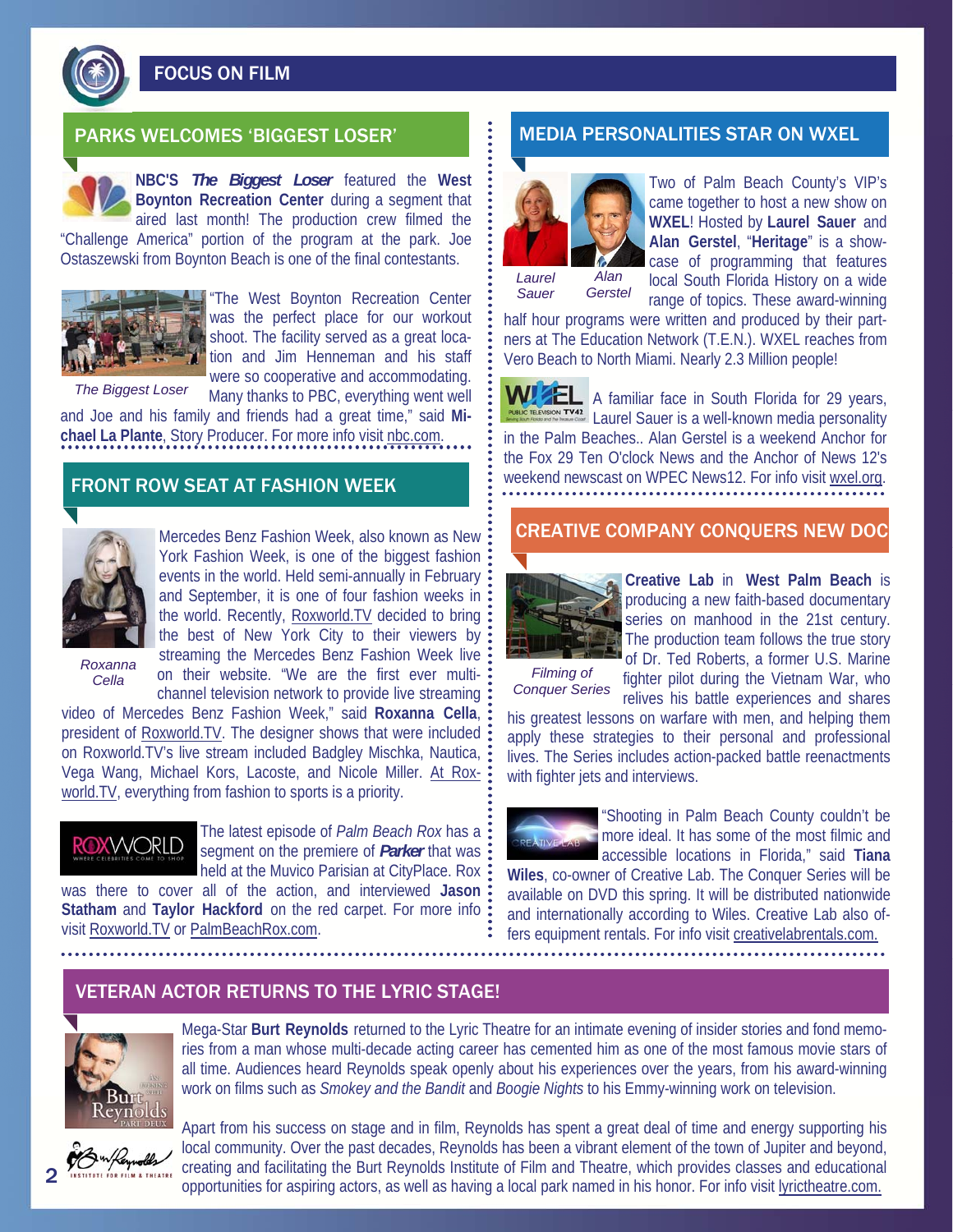# FOCUS ON FILM

## PARKS WELCOMES 'BIGGEST LOSER'

**NBC'S *The Biggest Loser*** featured the **West Boynton Recreation Center** during a segment that aired last month! The production crew filmed the "Challenge America" portion of the program at the park. Joe Ostaszewski from Boynton Beach is one of the final contestants.

*The Biggest Loser*

"The West Boynton Recreation Center was the perfect place for our workout shoot. The facility served as a great location and Jim Henneman and his staff were so cooperative and accommodating. Many thanks to PBC, everything went well and Joe and his family and friends had a great time," said **Michael La Plante**, Story Producer. For more info visit nbc.com.

## FRONT ROW SEAT AT FASHION WEEK

*Roxanna Cella*

Mercedes Benz Fashion Week, also known as New York Fashion Week, is one of the biggest fashion events in the world. Held semi-annually in February and September, it is one of four fashion weeks in the world. Recently, Roxworld.TV decided to bring the best of New York City to their viewers by streaming the Mercedes Benz Fashion Week live on their website. "We are the first ever multi-channel television network to provide live streaming video of Mercedes Benz Fashion Week," said **Roxanna Cella**, president of Roxworld.TV. The designer shows that were included on Roxworld.TV's live stream included Badgley Mischka, Nautica, Vega Wang, Michael Kors, Lacoste, and Nicole Miller. At Roxworld.TV, everything from fashion to sports is a priority.

The latest episode of *Palm Beach Rox* has a segment on the premiere of ***Parker*** that was held at the Muvico Parisian at CityPlace. Rox was there to cover all of the action, and interviewed **Jason Statham** and **Taylor Hackford** on the red carpet. For more info visit Roxworld.TV or PalmBeachRox.com.

## MEDIA PERSONALITIES STAR ON WXEL

*Laurel Sauer* *Alan Gerstel*

Two of Palm Beach County's VIP's came together to host a new show on **WXEL**! Hosted by **Laurel Sauer** and **Alan Gerstel**, "**Heritage**" is a showcase of programming that features local South Florida History on a wide range of topics. These award-winning half hour programs were written and produced by their partners at The Education Network (T.E.N.). WXEL reaches from Vero Beach to North Miami. Nearly 2.3 Million people!

A familiar face in South Florida for 29 years, Laurel Sauer is a well-known media personality in the Palm Beaches.. Alan Gerstel is a weekend Anchor for the Fox 29 Ten O'clock News and the Anchor of News 12's weekend newscast on WPEC News12. For info visit wxel.org.

## CREATIVE COMPANY CONQUERS NEW DOC

*Filming of Conquer Series*

**Creative Lab** in **West Palm Beach** is producing a new faith-based documentary series on manhood in the 21st century. The production team follows the true story of Dr. Ted Roberts, a former U.S. Marine fighter pilot during the Vietnam War, who relives his battle experiences and shares his greatest lessons on warfare with men, and helping them apply these strategies to their personal and professional lives. The Series includes action-packed battle reenactments with fighter jets and interviews.

"Shooting in Palm Beach County couldn't be more ideal. It has some of the most filmic and accessible locations in Florida," said **Tiana Wiles**, co-owner of Creative Lab. The Conquer Series will be available on DVD this spring. It will be distributed nationwide and internationally according to Wiles. Creative Lab also offers equipment rentals. For info visit creativelabrentals.com.

## VETERAN ACTOR RETURNS TO THE LYRIC STAGE!

Mega-Star **Burt Reynolds** returned to the Lyric Theatre for an intimate evening of insider stories and fond memories from a man whose multi-decade acting career has cemented him as one of the most famous movie stars of all time. Audiences heard Reynolds speak openly about his experiences over the years, from his award-winning work on films such as *Smokey and the Bandit* and *Boogie Nights* to his Emmy-winning work on television.

Apart from his success on stage and in film, Reynolds has spent a great deal of time and energy supporting his local community. Over the past decades, Reynolds has been a vibrant element of the town of Jupiter and beyond, creating and facilitating the Burt Reynolds Institute of Film and Theatre, which provides classes and educational opportunities for aspiring actors, as well as having a local park named in his honor. For info visit lyrictheatre.com.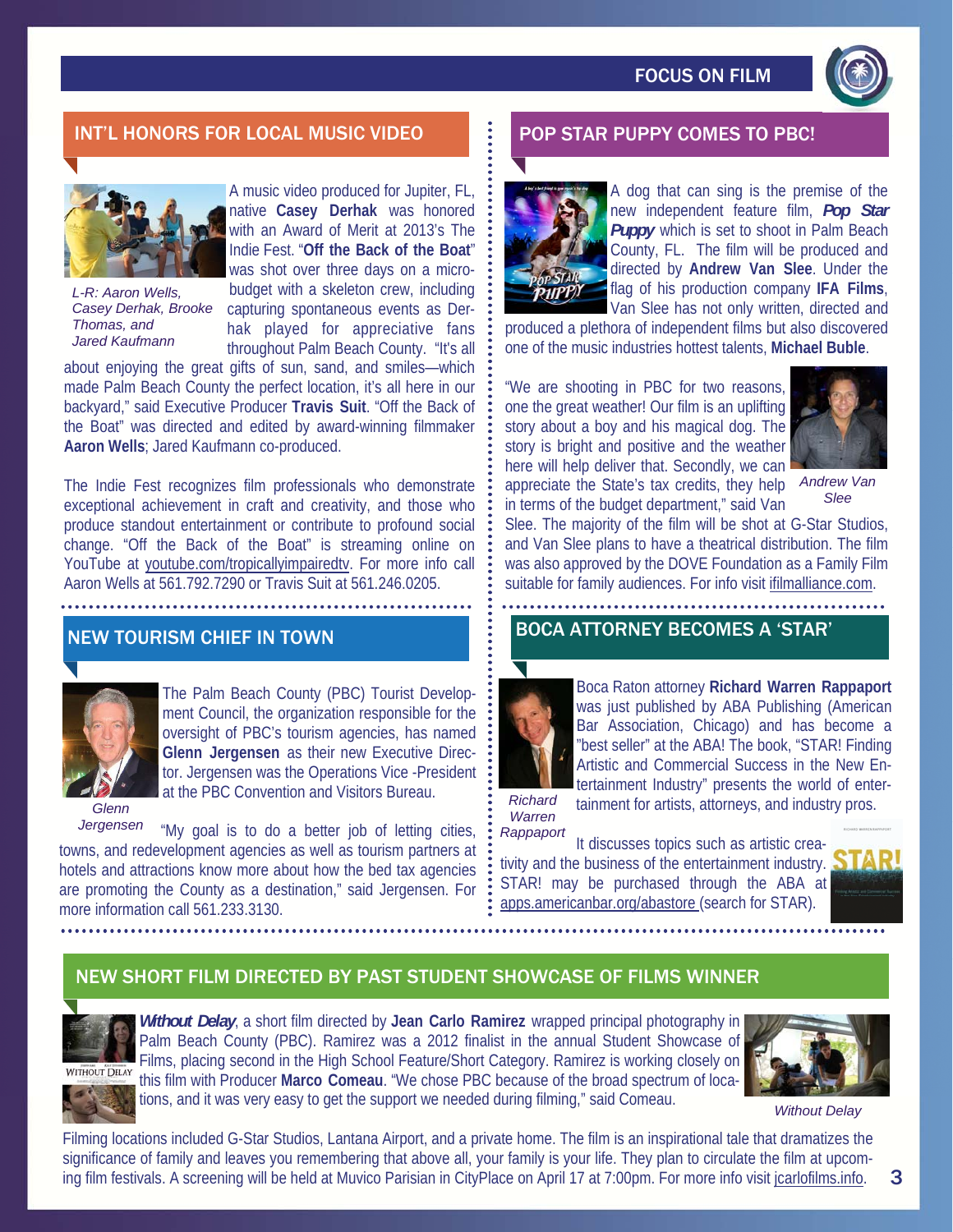## INT'L HONORS FOR LOCAL MUSIC VIDEO

L-R: Aaron Wells, Casey Derhak, Brooke Thomas, and Jared Kaufmann

A music video produced for Jupiter, FL, native **Casey Derhak** was honored with an Award of Merit at 2013's The Indie Fest. "**Off the Back of the Boat**" was shot over three days on a micro-budget with a skeleton crew, including capturing spontaneous events as Derhak played for appreciative fans throughout Palm Beach County. "It's all about enjoying the great gifts of sun, sand, and smiles—which made Palm Beach County the perfect location, it's all here in our backyard," said Executive Producer **Travis Suit**. "Off the Back of the Boat" was directed and edited by award-winning filmmaker **Aaron Wells**; Jared Kaufmann co-produced.

The Indie Fest recognizes film professionals who demonstrate exceptional achievement in craft and creativity, and those who produce standout entertainment or contribute to profound social change. "Off the Back of the Boat" is streaming online on YouTube at youtube.com/tropicallyimpairedtv. For more info call Aaron Wells at 561.792.7290 or Travis Suit at 561.246.0205.

## NEW TOURISM CHIEF IN TOWN

Glenn Jergensen

The Palm Beach County (PBC) Tourist Development Council, the organization responsible for the oversight of PBC's tourism agencies, has named **Glenn Jergensen** as their new Executive Director. Jergensen was the Operations Vice -President at the PBC Convention and Visitors Bureau.

"My goal is to do a better job of letting cities, towns, and redevelopment agencies as well as tourism partners at hotels and attractions know more about how the bed tax agencies are promoting the County as a destination," said Jergensen. For more information call 561.233.3130.

## POP STAR PUPPY COMES TO PBC!

A dog that can sing is the premise of the new independent feature film, ***Pop Star Puppy*** which is set to shoot in Palm Beach County, FL. The film will be produced and directed by **Andrew Van Slee**. Under the flag of his production company **IFA Films**, Van Slee has not only written, directed and produced a plethora of independent films but also discovered one of the music industries hottest talents, **Michael Buble**.

"We are shooting in PBC for two reasons, one the great weather! Our film is an uplifting story about a boy and his magical dog. The story is bright and positive and the weather here will help deliver that. Secondly, we can appreciate the State's tax credits, they help in terms of the budget department," said Van Slee. The majority of the film will be shot at G-Star Studios, and Van Slee plans to have a theatrical distribution. The film was also approved by the DOVE Foundation as a Family Film suitable for family audiences. For info visit ifilmalliance.com.

Andrew Van Slee

## BOCA ATTORNEY BECOMES A 'STAR'

Boca Raton attorney **Richard Warren Rappaport** was just published by ABA Publishing (American Bar Association, Chicago) and has become a "best seller" at the ABA! The book, "STAR! Finding Artistic and Commercial Success in the New Entertainment Industry" presents the world of entertainment for artists, attorneys, and industry pros.

Richard Warren Rappaport

It discusses topics such as artistic creativity and the business of the entertainment industry. STAR! may be purchased through the ABA at apps.americanbar.org/abastore (search for STAR).

## NEW SHORT FILM DIRECTED BY PAST STUDENT SHOWCASE OF FILMS WINNER

***Without Delay***, a short film directed by **Jean Carlo Ramirez** wrapped principal photography in Palm Beach County (PBC). Ramirez was a 2012 finalist in the annual Student Showcase of Films, placing second in the High School Feature/Short Category. Ramirez is working closely on this film with Producer **Marco Comeau**. "We chose PBC because of the broad spectrum of locations, and it was very easy to get the support we needed during filming," said Comeau.

*Without Delay*

Filming locations included G-Star Studios, Lantana Airport, and a private home. The film is an inspirational tale that dramatizes the significance of family and leaves you remembering that above all, your family is your life. They plan to circulate the film at upcoming film festivals. A screening will be held at Muvico Parisian in CityPlace on April 17 at 7:00pm. For more info visit jcarlofilms.info.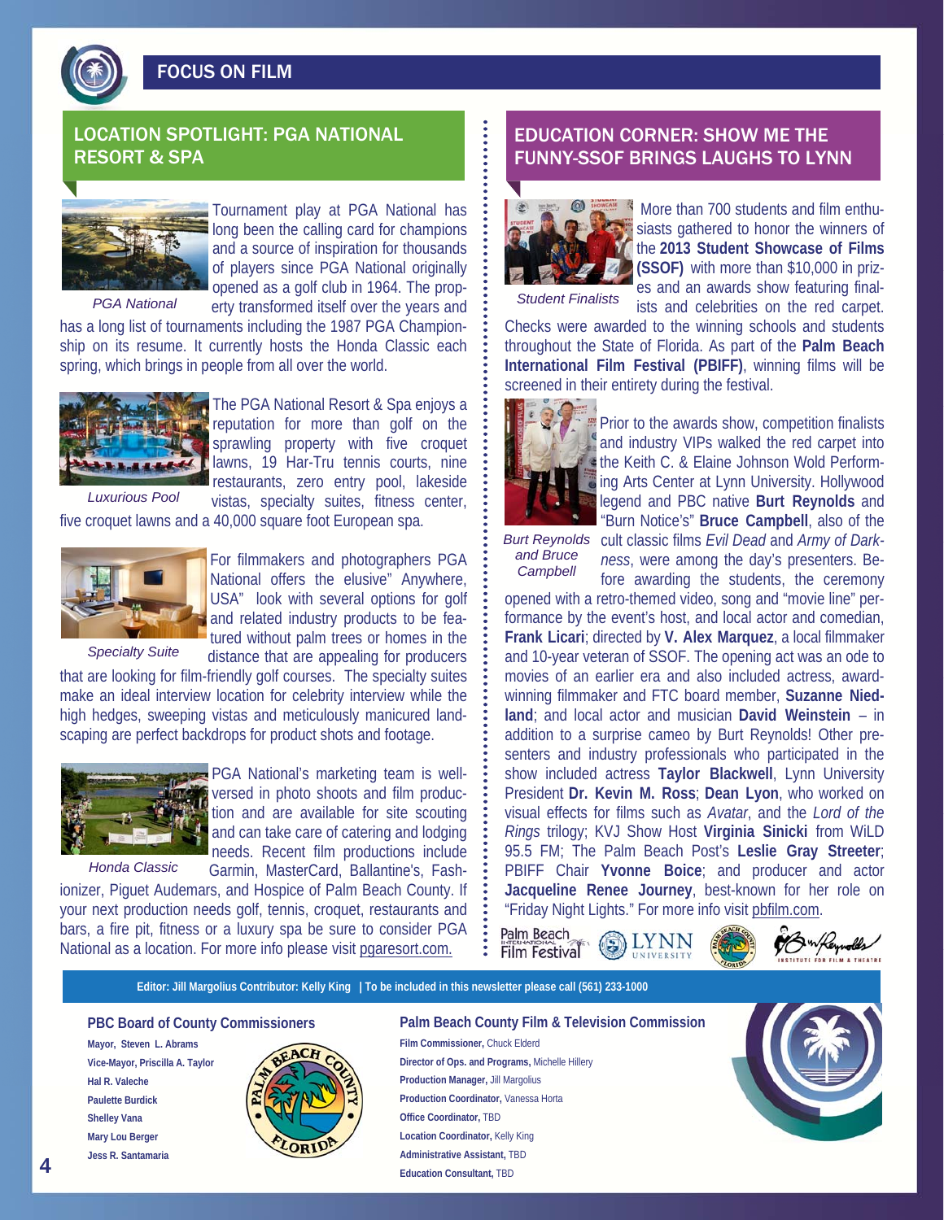# FOCUS ON FILM

## LOCATION SPOTLIGHT: PGA NATIONAL RESORT & SPA

PGA National

Tournament play at PGA National has long been the calling card for champions and a source of inspiration for thousands of players since PGA National originally opened as a golf club in 1964. The property transformed itself over the years and has a long list of tournaments including the 1987 PGA Championship on its resume. It currently hosts the Honda Classic each spring, which brings in people from all over the world.

Luxurious Pool

The PGA National Resort & Spa enjoys a reputation for more than golf on the sprawling property with five croquet lawns, 19 Har-Tru tennis courts, nine restaurants, zero entry pool, lakeside vistas, specialty suites, fitness center, five croquet lawns and a 40,000 square foot European spa.

Specialty Suite

For filmmakers and photographers PGA National offers the elusive" Anywhere, USA" look with several options for golf and related industry products to be featured without palm trees or homes in the distance that are appealing for producers that are looking for film-friendly golf courses. The specialty suites make an ideal interview location for celebrity interview while the high hedges, sweeping vistas and meticulously manicured landscaping are perfect backdrops for product shots and footage.

Honda Classic

PGA National's marketing team is well-versed in photo shoots and film production and are available for site scouting and can take care of catering and lodging needs. Recent film productions include Garmin, MasterCard, Ballantine's, Fashionizer, Piguet Audemars, and Hospice of Palm Beach County. If your next production needs golf, tennis, croquet, restaurants and bars, a fire pit, fitness or a luxury spa be sure to consider PGA National as a location. For more info please visit pgaresort.com.

## EDUCATION CORNER: SHOW ME THE FUNNY-SSOF BRINGS LAUGHS TO LYNN

Student Finalists

More than 700 students and film enthusiasts gathered to honor the winners of the **2013 Student Showcase of Films (SSOF)** with more than $10,000 in prizes and an awards show featuring finalists and celebrities on the red carpet. Checks were awarded to the winning schools and students throughout the State of Florida. As part of the **Palm Beach International Film Festival (PBIFF)**, winning films will be screened in their entirety during the festival.

Burt Reynolds and Bruce Campbell

Prior to the awards show, competition finalists and industry VIPs walked the red carpet into the Keith C. & Elaine Johnson Wold Performing Arts Center at Lynn University. Hollywood legend and PBC native **Burt Reynolds** and "Burn Notice's" **Bruce Campbell**, also of the cult classic films *Evil Dead* and *Army of Darkness*, were among the day's presenters. Before awarding the students, the ceremony opened with a retro-themed video, song and "movie line" performance by the event's host, and local actor and comedian, **Frank Licari**; directed by **V. Alex Marquez**, a local filmmaker and 10-year veteran of SSOF. The opening act was an ode to movies of an earlier era and also included actress, award-winning filmmaker and FTC board member, **Suzanne Niedland**; and local actor and musician **David Weinstein** – in addition to a surprise cameo by Burt Reynolds! Other presenters and industry professionals who participated in the show included actress **Taylor Blackwell**, Lynn University President **Dr. Kevin M. Ross**; **Dean Lyon**, who worked on visual effects for films such as *Avatar*, and the *Lord of the Rings* trilogy; KVJ Show Host **Virginia Sinicki** from WiLD 95.5 FM; The Palm Beach Post's **Leslie Gray Streeter**; PBIFF Chair **Yvonne Boice**; and producer and actor **Jacqueline Renee Journey**, best-known for her role on "Friday Night Lights." For more info visit pbfilm.com.

Palm Beach International Film Festival · LYNN UNIVERSITY · Palm Beach County Florida · Burt Reynolds Institute for Film & Theatre

**Editor: Jill Margolius Contributor: Kelly King | To be included in this newsletter please call (561) 233-1000**

### PBC Board of County Commissioners

**Mayor, Steven L. Abrams**
**Vice-Mayor, Priscilla A. Taylor**
**Hal R. Valeche**
**Paulette Burdick**
**Shelley Vana**
**Mary Lou Berger**
**Jess R. Santamaria**

### Palm Beach County Film & Television Commission

**Film Commissioner,** Chuck Elderd
**Director of Ops. and Programs,** Michelle Hillery
**Production Manager,** Jill Margolius
**Production Coordinator,** Vanessa Horta
**Office Coordinator,** TBD
**Location Coordinator,** Kelly King
**Administrative Assistant,** TBD
**Education Consultant,** TBD